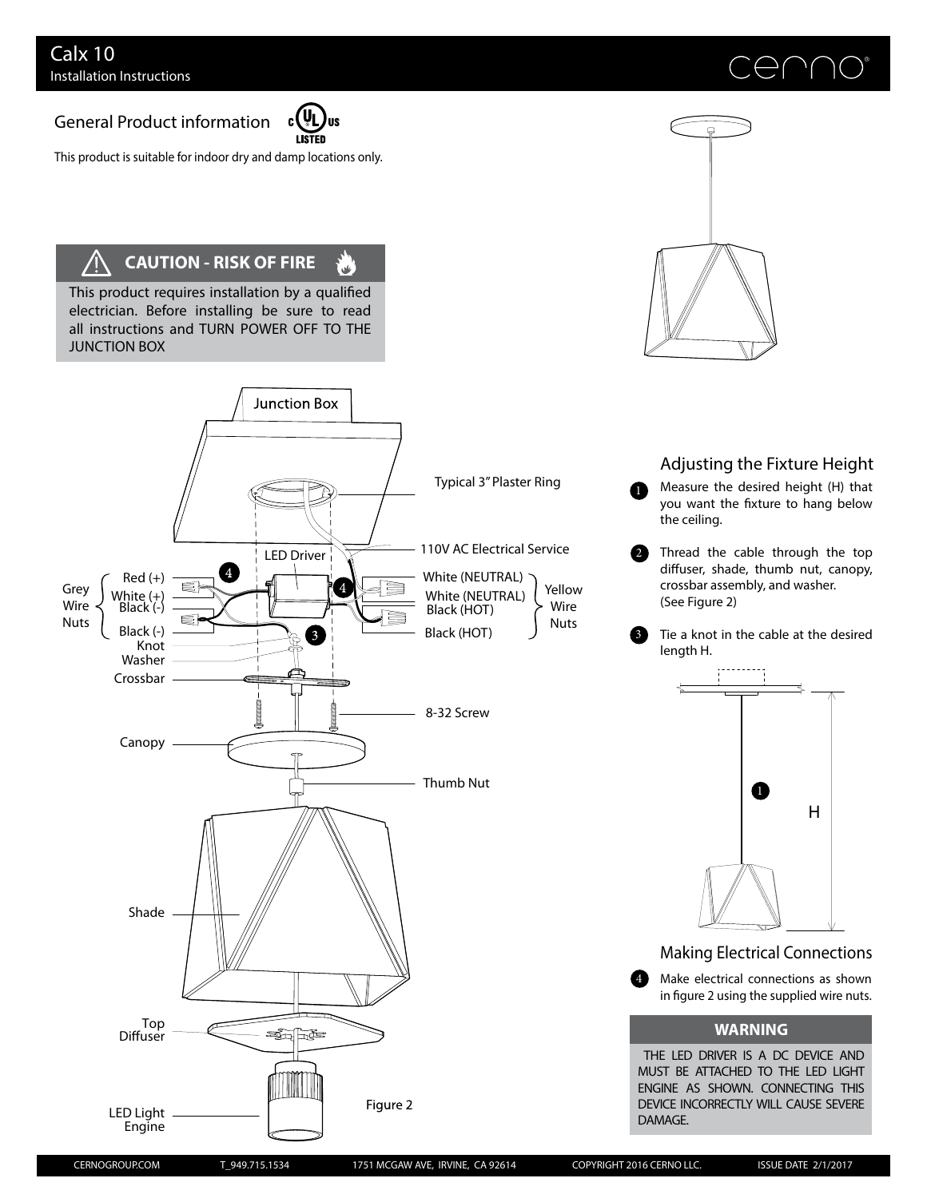# Calx 10

Installation Instructions

cerno®

## General Product information

c UL us LISTED

This product is suitable for indoor dry and damp locations only.

### ⚠ CAUTION - RISK OF FIRE

This product requires installation by a qualified electrician. Before installing be sure to read all instructions and TURN POWER OFF TO THE JUNCTION BOX

Junction Box

Typical 3" Plaster Ring

LED Driver

110V AC Electrical Service

Grey Wire Nuts: Red (+), White (+), Black (-), Black (-)

Yellow Wire Nuts: White (NEUTRAL), White (NEUTRAL), Black (HOT), Black (HOT)

Knot

Washer

Crossbar

8-32 Screw

Canopy

Thumb Nut

Shade

Top Diffuser

LED Light Engine

Figure 2

## Adjusting the Fixture Height

1. Measure the desired height (H) that you want the fixture to hang below the ceiling.
2. Thread the cable through the top diffuser, shade, thumb nut, canopy, crossbar assembly, and washer. (See Figure 2)
3. Tie a knot in the cable at the desired length H.

H

## Making Electrical Connections

4. Make electrical connections as shown in figure 2 using the supplied wire nuts.

### WARNING

THE LED DRIVER IS A DC DEVICE AND MUST BE ATTACHED TO THE LED LIGHT ENGINE AS SHOWN. CONNECTING THIS DEVICE INCORRECTLY WILL CAUSE SEVERE DAMAGE.

CERNOGROUP.COM T_949.715.1534 1751 MCGAW AVE, IRVINE, CA 92614 COPYRIGHT 2016 CERNO LLC. ISSUE DATE 2/1/2017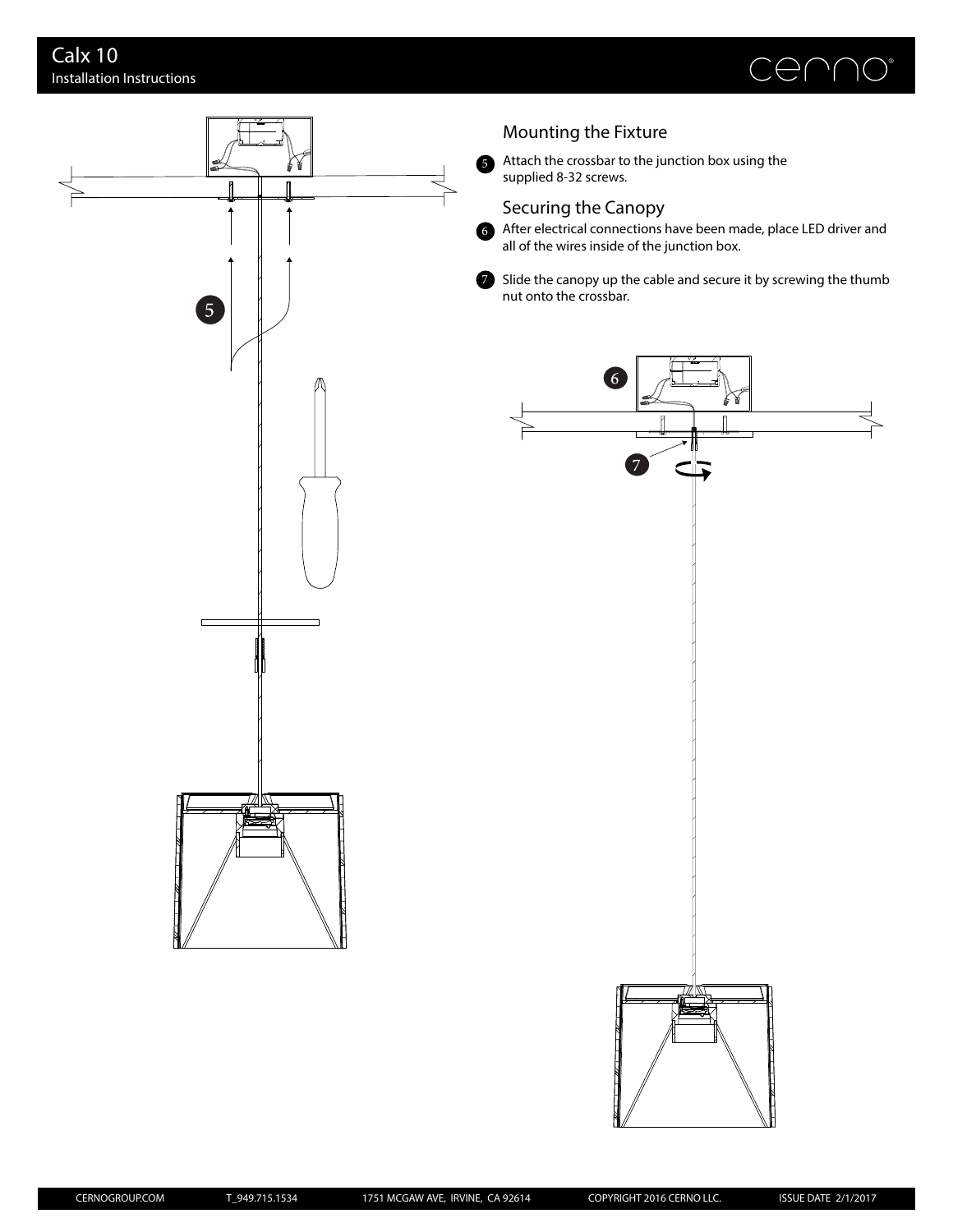## Mounting the Fixture

5 Attach the crossbar to the junction box using the supplied 8-32 screws.

## Securing the Canopy

6 After electrical connections have been made, place LED driver and all of the wires inside of the junction box.

7 Slide the canopy up the cable and secure it by screwing the thumb nut onto the crossbar.